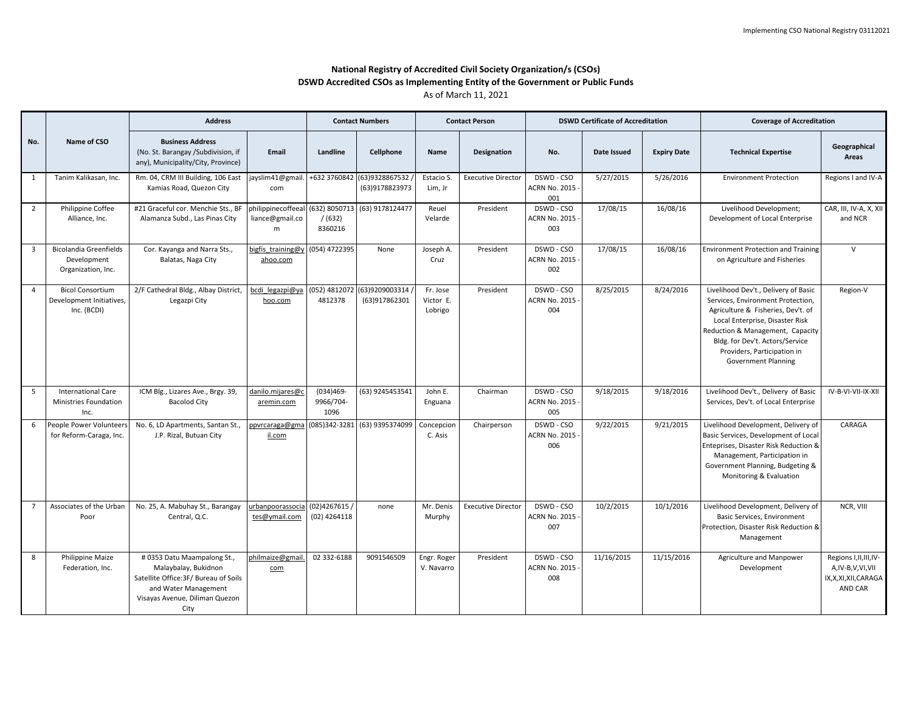**National Registry of Accredited Civil Society Organization/s (CSOs)**
**DSWD Accredited CSOs as Implementing Entity of the Government or Public Funds**
As of March 11, 2021

| No. | Name of CSO | Address | | Contact Numbers | | Contact Person | | DSWD Certificate of Accreditation | | | Coverage of Accreditation | |
|---|---|---|---|---|---|---|---|---|---|---|---|---|
| | | Business Address (No. St. Barangay /Subdivision, if any), Municipality/City, Province) | Email | Landline | Cellphone | Name | Designation | No. | Date Issued | Expiry Date | Technical Expertise | Geographical Areas |
| 1 | Tanim Kalikasan, Inc. | Rm. 04, CRM III Building, 106 East Kamias Road, Quezon City | jayslim41@gmail.com | +632 3760842 | (63)9328867532 / (63)9178823973 | Estacio S. Lim, Jr | Executive Director | DSWD - CSO ACRN No. 2015 - 001 | 5/27/2015 | 5/26/2016 | Environment Protection | Regions I and IV-A |
| 2 | Philippine Coffee Alliance, Inc. | #21 Graceful cor. Menchie Sts., BF Alamanza Subd., Las Pinas City | philippinecoffeealliance@gmail.com | (632) 8050713 / (632) 8360216 | (63) 9178124477 | Reuel Velarde | President | DSWD - CSO ACRN No. 2015 - 003 | 17/08/15 | 16/08/16 | Livelihood Development; Development of Local Enterprise | CAR, III, IV-A, X, XII and NCR |
| 3 | Bicolandia Greenfields Development Organization, Inc. | Cor. Kayanga and Narra Sts., Balatas, Naga City | bigfis_training@yahoo.com | (054) 4722395 | None | Joseph A. Cruz | President | DSWD - CSO ACRN No. 2015 - 002 | 17/08/15 | 16/08/16 | Environment Protection and Training on Agriculture and Fisheries | V |
| 4 | Bicol Consortium Development Initiatives, Inc. (BCDI) | 2/F Cathedral Bldg., Albay District, Legazpi City | bcdi_legazpi@yahoo.com | (052) 4812072 4812378 | (63)9209003314 / (63)917862301 | Fr. Jose Victor E. Lobrigo | President | DSWD - CSO ACRN No. 2015 - 004 | 8/25/2015 | 8/24/2016 | Livelihood Dev't., Delivery of Basic Services, Environment Protection, Agriculture & Fisheries, Dev't. of Local Enterprise, Disaster Risk Reduction & Management, Capacity Bldg. for Dev't. Actors/Service Providers, Participation in Government Planning | Region-V |
| 5 | International Care Ministries Foundation Inc. | ICM Blg., Lizares Ave., Brgy. 39, Bacolod City | danilo.mijares@caremin.com | (034)469-9966/704-1096 | (63) 9245453541 | John E. Enguana | Chairman | DSWD - CSO ACRN No. 2015 - 005 | 9/18/2015 | 9/18/2016 | Livelihood Dev't., Delivery of Basic Services, Dev't. of Local Enterprise | IV-B-VI-VII-IX-XII |
| 6 | People Power Volunteers for Reform-Caraga, Inc. | No. 6, LD Apartments, Santan St., J.P. Rizal, Butuan City | ppvrcaraga@gmail.com | (085)342-3281 | (63) 9395374099 | Concepcion C. Asis | Chairperson | DSWD - CSO ACRN No. 2015 - 006 | 9/22/2015 | 9/21/2015 | Livelihood Development, Delivery of Basic Services, Development of Local Enteprises, Disaster Risk Reduction & Management, Participation in Government Planning, Budgeting & Monitoring & Evaluation | CARAGA |
| 7 | Associates of the Urban Poor | No. 25, A. Mabuhay St., Barangay Central, Q.C. | urbanpoorassociates@ymail.com | (02)4267615 / (02) 4264118 | none | Mr. Denis Murphy | Executive Director | DSWD - CSO ACRN No. 2015 - 007 | 10/2/2015 | 10/1/2016 | Livelihood Development, Delivery of Basic Services, Environment Protection, Disaster Risk Reduction & Management | NCR, VIII |
| 8 | Philippine Maize Federation, Inc. | # 0353 Datu Maampalong St., Malaybalay, Bukidnon Satellite Office:3F/ Bureau of Soils and Water Management Visayas Avenue, Diliman Quezon City | philmaize@gmail.com | 02 332-6188 | 9091546509 | Engr. Roger V. Navarro | President | DSWD - CSO ACRN No. 2015 - 008 | 11/16/2015 | 11/15/2016 | Agriculture and Manpower Development | Regions I,II,III,IV-A,IV-B,V,VI,VII IX,X,XI,XII,CARAGA AND CAR |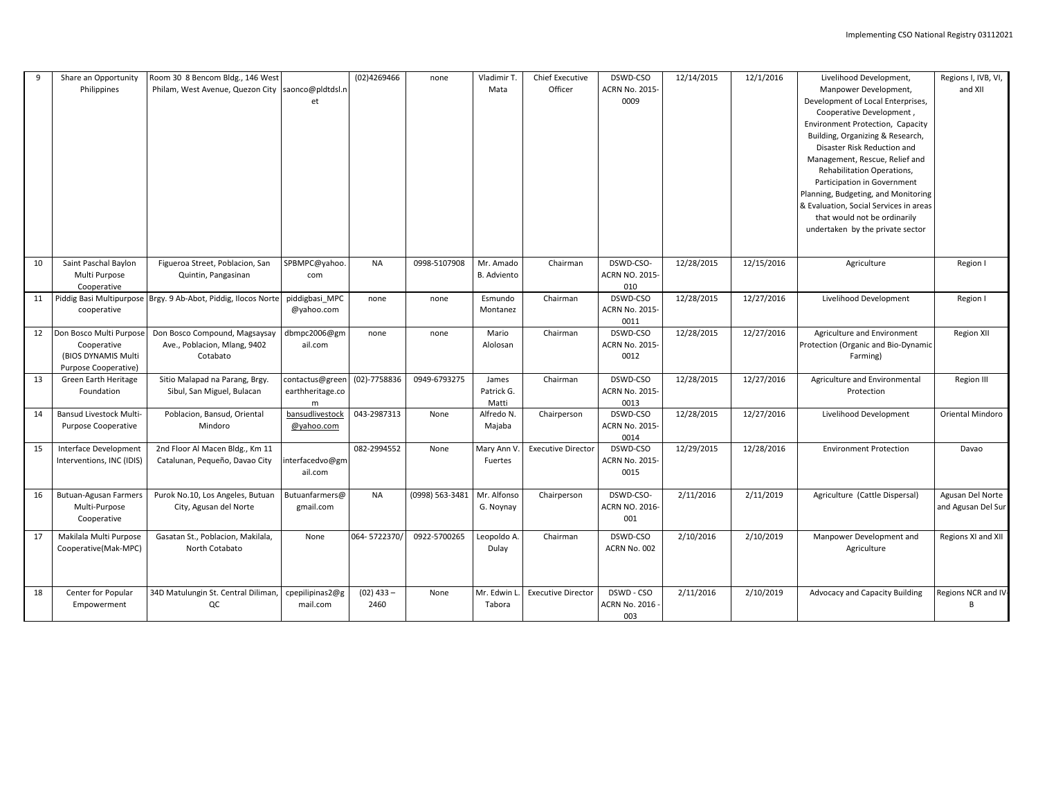| | | | | | | | | | | | | | |
|---|---|---|---|---|---|---|---|---|---|---|---|---|---|
| 9 | Share an Opportunity Philippines | Room 30 8 Bencom Bldg., 146 West Philam, West Avenue, Quezon City | saonco@pldtdsl.net | (02)4269466 | none | Vladimir T. Mata | Chief Executive Officer | DSWD-CSO ACRN No. 2015-0009 | 12/14/2015 | 12/1/2016 | Livelihood Development, Manpower Development, Development of Local Enterprises, Cooperative Development , Environment Protection, Capacity Building, Organizing & Research, Disaster Risk Reduction and Management, Rescue, Relief and Rehabilitation Operations, Participation in Government Planning, Budgeting, and Monitoring & Evaluation, Social Services in areas that would not be ordinarily undertaken by the private sector | Regions I, IVB, VI, and XII |
| 10 | Saint Paschal Baylon Multi Purpose Cooperative | Figueroa Street, Poblacion, San Quintin, Pangasinan | SPBMPC@yahoo.com | NA | 0998-5107908 | Mr. Amado B. Adviento | Chairman | DSWD-CSO-ACRN NO. 2015-010 | 12/28/2015 | 12/15/2016 | Agriculture | Region I |
| 11 | Piddig Basi Multipurpose cooperative | Brgy. 9 Ab-Abot, Piddig, Ilocos Norte | piddigbasi_MPC @yahoo.com | none | none | Esmundo Montanez | Chairman | DSWD-CSO ACRN No. 2015-0011 | 12/28/2015 | 12/27/2016 | Livelihood Development | Region I |
| 12 | Don Bosco Multi Purpose Cooperative (BIOS DYNAMIS Multi Purpose Cooperative) | Don Bosco Compound, Magsaysay Ave., Poblacion, Mlang, 9402 Cotabato | dbmpc2006@gmail.com | none | none | Mario Alolosan | Chairman | DSWD-CSO ACRN No. 2015-0012 | 12/28/2015 | 12/27/2016 | Agriculture and Environment Protection (Organic and Bio-Dynamic Farming) | Region XII |
| 13 | Green Earth Heritage Foundation | Sitio Malapad na Parang, Brgy. Sibul, San Miguel, Bulacan | contactus@greenearthheritage.com | (02)-7758836 | 0949-6793275 | James Patrick G. Matti | Chairman | DSWD-CSO ACRN No. 2015-0013 | 12/28/2015 | 12/27/2016 | Agriculture and Environmental Protection | Region III |
| 14 | Bansud Livestock Multi-Purpose Cooperative | Poblacion, Bansud, Oriental Mindoro | bansudlivestock@yahoo.com | 043-2987313 | None | Alfredo N. Majaba | Chairperson | DSWD-CSO ACRN No. 2015-0014 | 12/28/2015 | 12/27/2016 | Livelihood Development | Oriental Mindoro |
| 15 | Interface Development Interventions, INC (IDIS) | 2nd Floor Al Macen Bldg., Km 11 Catalunan, Pequeño, Davao City | interfacedvo@gmail.com | 082-2994552 | None | Mary Ann V. Fuertes | Executive Director | DSWD-CSO ACRN No. 2015-0015 | 12/29/2015 | 12/28/2016 | Environment Protection | Davao |
| 16 | Butuan-Agusan Farmers Multi-Purpose Cooperative | Purok No.10, Los Angeles, Butuan City, Agusan del Norte | Butuanfarmers@gmail.com | NA | (0998) 563-3481 | Mr. Alfonso G. Noynay | Chairperson | DSWD-CSO-ACRN NO. 2016-001 | 2/11/2016 | 2/11/2019 | Agriculture (Cattle Dispersal) | Agusan Del Norte and Agusan Del Sur |
| 17 | Makilala Multi Purpose Cooperative(Mak-MPC) | Gasatan St., Poblacion, Makilala, North Cotabato | None | 064- 5722370/ | 0922-5700265 | Leopoldo A. Dulay | Chairman | DSWD-CSO ACRN No. 002 | 2/10/2016 | 2/10/2019 | Manpower Development and Agriculture | Regions XI and XII |
| 18 | Center for Popular Empowerment | 34D Matulungin St. Central Diliman, QC | cpepilipinas2@gmail.com | (02) 433 – 2460 | None | Mr. Edwin L. Tabora | Executive Director | DSWD - CSO ACRN No. 2016 - 003 | 2/11/2016 | 2/10/2019 | Advocacy and Capacity Building | Regions NCR and IV-B |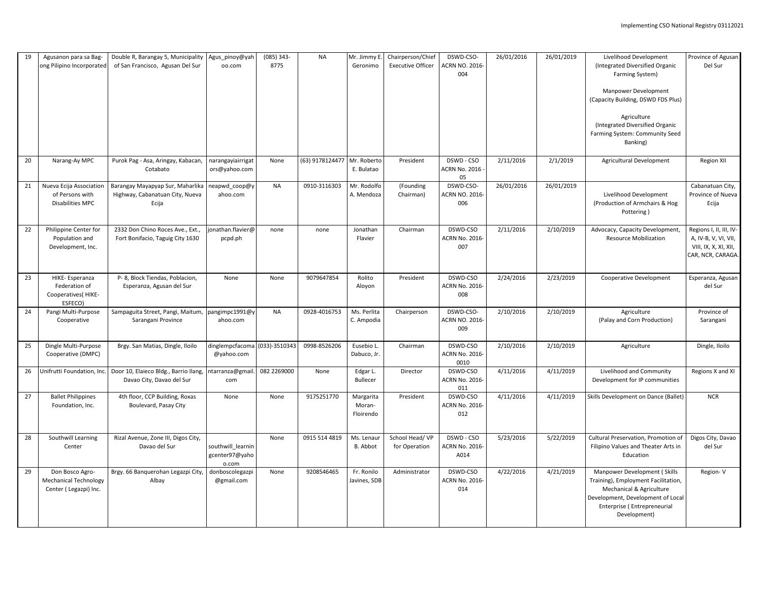| 19 | Agusanon para sa Bag-ong Pilipino Incorporated | Double R, Barangay 5, Municipality of San Francisco, Agusan Del Sur | Agus_pinoy@yahoo.com | (085) 343-8775 | NA | Mr. Jimmy E. Geronimo | Chairperson/Chief Executive Officer | DSWD-CSO-ACRN NO. 2016-004 | 26/01/2016 | 26/01/2019 | Livelihood Development (Integrated Diversified Organic Farming System)<br><br>Manpower Development (Capacity Building, DSWD FDS Plus)<br><br>Agriculture (Integrated Diversified Organic Farming System: Community Seed Banking) | Province of Agusan Del Sur |
|---|---|---|---|---|---|---|---|---|---|---|---|---|
| 20 | Narang-Ay MPC | Purok Pag - Asa, Aringay, Kabacan, Cotabato | narangayiairrigators@yahoo.com | None | (63) 9178124477 | Mr. Roberto E. Bulatao | President | DSWD - CSO ACRN No. 2016 - 05 | 2/11/2016 | 2/1/2019 | Agricultural Development | Region XII |
| 21 | Nueva Ecija Association of Persons with Disabilities MPC | Barangay Mayapyap Sur, Maharlika Highway, Cabanatuan City, Nueva Ecija | neapwd_coop@yahoo.com | NA | 0910-3116303 | Mr. Rodolfo A. Mendoza | (Founding Chairman) | DSWD-CSO-ACRN NO. 2016-006 | 26/01/2016 | 26/01/2019 | Livelihood Development (Production of Armchairs & Hog Pottering ) | Cabanatuan City, Province of Nueva Ecija |
| 22 | Philippine Center for Population and Development, Inc. | 2332 Don Chino Roces Ave., Ext., Fort Bonifacio, Taguig City 1630 | jonathan.flavier@pcpd.ph | none | none | Jonathan Flavier | Chairman | DSWD-CSO ACRN No. 2016-007 | 2/11/2016 | 2/10/2019 | Advocacy, Capacity Development, Resource Mobilization | Regions I, II, III, IV-A, IV-B, V, VI, VII, VIII, IX, X, XI, XII, CAR, NCR, CARAGA. |
| 23 | HIKE- Esperanza Federation of Cooperatives( HIKE-ESFECO) | P- 8, Block Tiendas, Poblacion, Esperanza, Agusan del Sur | None | None | 9079647854 | Rolito Aloyon | President | DSWD-CSO ACRN No. 2016-008 | 2/24/2016 | 2/23/2019 | Cooperative Development | Esperanza, Agusan del Sur |
| 24 | Pangi Multi-Purpose Cooperative | Sampaguita Street, Pangi, Maitum, Sarangani Province | pangimpc1991@yahoo.com | NA | 0928-4016753 | Ms. Perlita C. Ampodia | Chairperson | DSWD-CSO-ACRN NO. 2016-009 | 2/10/2016 | 2/10/2019 | Agriculture (Palay and Corn Production) | Province of Sarangani |
| 25 | Dingle Multi-Purpose Cooperative (DMPC) | Brgy. San Matias, Dingle, Iloilo | dinglempcfacoma@yahoo.com | (033)-3510343 | 0998-8526206 | Eusebio L. Dabuco, Jr. | Chairman | DSWD-CSO ACRN No. 2016-0010 | 2/10/2016 | 2/10/2019 | Agriculture | Dingle, Iloilo |
| 26 | Unifrutti Foundation, Inc. | Door 10, Elaieco Bldg., Barrio Ilang, Davao City, Davao del Sur | ntarranza@gmail.com | 082 2269000 | None | Edgar L. Bullecer | Director | DSWD-CSO ACRN No. 2016-011 | 4/11/2016 | 4/11/2019 | Livelihood and Community Development for IP communities | Regions X and XI |
| 27 | Ballet Philippines Foundation, Inc. | 4th floor, CCP Building, Roxas Boulevard, Pasay City | None | None | 9175251770 | Margarita Moran-Floirendo | President | DSWD-CSO ACRN No. 2016-012 | 4/11/2016 | 4/11/2019 | Skills Development on Dance (Ballet) | NCR |
| 28 | Southwill Learning Center | Rizal Avenue, Zone III, Digos City, Davao del Sur | southwill_learningcenter97@yahoo.com | None | 0915 514 4819 | Ms. Lenaur B. Abbot | School Head/ VP for Operation | DSWD - CSO ACRN No. 2016-A014 | 5/23/2016 | 5/22/2019 | Cultural Preservation, Promotion of Filipino Values and Theater Arts in Education | Digos City, Davao del Sur |
| 29 | Don Bosco Agro-Mechanical Technology Center ( Legazpi) Inc. | Brgy. 66 Banquerohan Legazpi City, Albay | donboscolegazpi@gmail.com | None | 9208546465 | Fr. Ronilo Javines, SDB | Administrator | DSWD-CSO ACRN No. 2016-014 | 4/22/2016 | 4/21/2019 | Manpower Development ( Skills Training), Employment Facilitation, Mechanical & Agriculture Development, Development of Local Enterprise ( Entrepreneurial Development) | Region- V |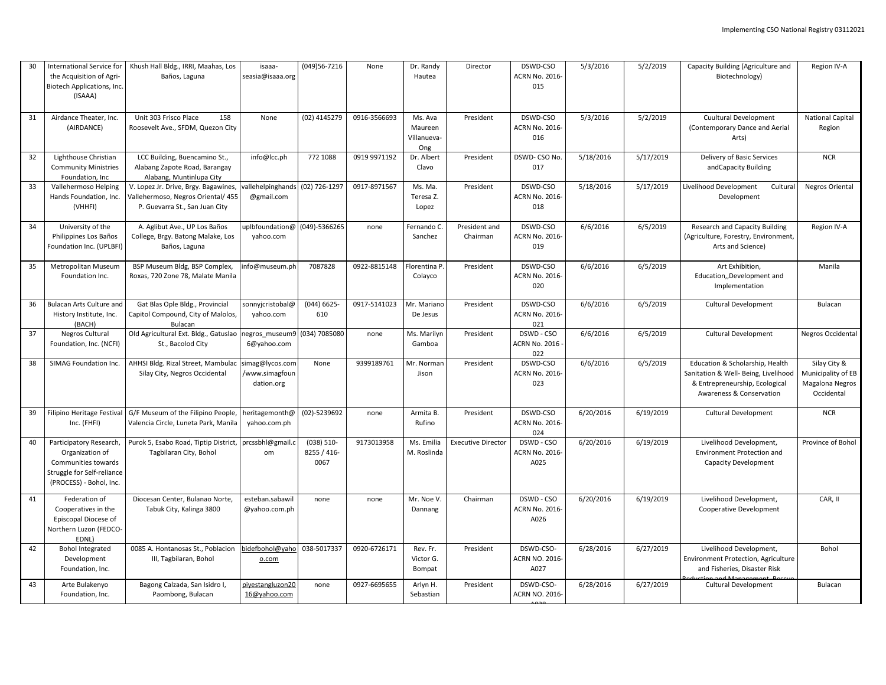| | | | | | | | | | | | | |
|---|---|---|---|---|---|---|---|---|---|---|---|---|
| 30 | International Service for the Acquisition of Agri-Biotech Applications, Inc. (ISAAA) | Khush Hall Bldg., IRRI, Maahas, Los Baños, Laguna | isaaa-seasia@isaaa.org | (049)56-7216 | None | Dr. Randy Hautea | Director | DSWD-CSO ACRN No. 2016-015 | 5/3/2016 | 5/2/2019 | Capacity Building (Agriculture and Biotechnology) | Region IV-A |
| 31 | Airdance Theater, Inc. (AIRDANCE) | Unit 303 Frisco Place 158 Roosevelt Ave., SFDM, Quezon City | None | (02) 4145279 | 0916-3566693 | Ms. Ava Maureen Villanueva-Ong | President | DSWD-CSO ACRN No. 2016-016 | 5/3/2016 | 5/2/2019 | Cuultural Development (Contemporary Dance and Aerial Arts) | National Capital Region |
| 32 | Lighthouse Christian Community Ministries Foundation, Inc | LCC Building, Buencamino St., Alabang Zapote Road, Barangay Alabang, Muntinlupa City | info@lcc.ph | 772 1088 | 0919 9971192 | Dr. Albert Clavo | President | DSWD- CSO No. 017 | 5/18/2016 | 5/17/2019 | Delivery of Basic Services andCapacity Building | NCR |
| 33 | Vallehermoso Helping Hands Foundation, Inc. (VHHFI) | V. Lopez Jr. Drive, Brgy. Bagawines, Vallehermoso, Negros Oriental/ 455 P. Guevarra St., San Juan City | vallehelpinghands@gmail.com | (02) 726-1297 | 0917-8971567 | Ms. Ma. Teresa Z. Lopez | President | DSWD-CSO ACRN No. 2016-018 | 5/18/2016 | 5/17/2019 | Livelihood Development Cultural Development | Negros Oriental |
| 34 | University of the Philippines Los Baños Foundation Inc. (UPLBFI) | A. Aglibut Ave., UP Los Baños College, Brgy. Batong Malake, Los Baños, Laguna | uplbfoundation@yahoo.com | (049)-5366265 | none | Fernando C. Sanchez | President and Chairman | DSWD-CSO ACRN No. 2016-019 | 6/6/2016 | 6/5/2019 | Research and Capacity Building (Agriculture, Forestry, Environment, Arts and Science) | Region IV-A |
| 35 | Metropolitan Museum Foundation Inc. | BSP Museum Bldg, BSP Complex, Roxas, 720 Zone 78, Malate Manila | info@museum.ph | 7087828 | 0922-8815148 | Florentina P. Colayco | President | DSWD-CSO ACRN No. 2016-020 | 6/6/2016 | 6/5/2019 | Art Exhibition, Education,,Development and Implementation | Manila |
| 36 | Bulacan Arts Culture and History Institute, Inc. (BACH) | Gat Blas Ople Bldg., Provincial Capitol Compound, City of Malolos, Bulacan | sonnyjcristobal@yahoo.com | (044) 6625-610 | 0917-5141023 | Mr. Mariano De Jesus | President | DSWD-CSO ACRN No. 2016-021 | 6/6/2016 | 6/5/2019 | Cultural Development | Bulacan |
| 37 | Negros Cultural Foundation, Inc. (NCFI) | Old Agricultural Ext. Bldg., Gatuslao St., Bacolod City | negros_museum96@yahoo.com | (034) 7085080 | none | Ms. Marilyn Gamboa | President | DSWD - CSO ACRN No. 2016 - 022 | 6/6/2016 | 6/5/2019 | Cultural Development | Negros Occidental |
| 38 | SIMAG Foundation Inc. | AHHSI Bldg. Rizal Street, Mambulac Silay City, Negros Occidental | simag@lycos.com /www.simagfoundation.org | None | 9399189761 | Mr. Norman Jison | President | DSWD-CSO ACRN No. 2016-023 | 6/6/2016 | 6/5/2019 | Education & Scholarship, Health Sanitation & Well- Being, Livelihood & Entrepreneurship, Ecological Awareness & Conservation | Silay City & Municipality of EB Magalona Negros Occidental |
| 39 | Filipino Heritage Festival Inc. (FHFI) | G/F Museum of the Filipino People, Valencia Circle, Luneta Park, Manila | heritagemonth@yahoo.com.ph | (02)-5239692 | none | Armita B. Rufino | President | DSWD-CSO ACRN No. 2016-024 | 6/20/2016 | 6/19/2019 | Cultural Development | NCR |
| 40 | Participatory Research, Organization of Communities towards Struggle for Self-reliance (PROCESS) - Bohol, Inc. | Purok 5, Esabo Road, Tiptip District, Tagbilaran City, Bohol | prcssbhl@gmail.com | (038) 510-8255 / 416-0067 | 9173013958 | Ms. Emilia M. Roslinda | Executive Director | DSWD - CSO ACRN No. 2016-A025 | 6/20/2016 | 6/19/2019 | Livelihood Development, Environment Protection and Capacity Development | Province of Bohol |
| 41 | Federation of Cooperatives in the Episcopal Diocese of Northern Luzon (FEDCO-EDNL) | Diocesan Center, Bulanao Norte, Tabuk City, Kalinga 3800 | esteban.sabawil@yahoo.com.ph | none | none | Mr. Noe V. Dannang | Chairman | DSWD - CSO ACRN No. 2016-A026 | 6/20/2016 | 6/19/2019 | Livelihood Development, Cooperative Development | CAR, II |
| 42 | Bohol Integrated Development Foundation, Inc. | 0085 A. Hontanosas St., Poblacion III, Tagbilaran, Bohol | bidefbohol@yahoo.com | 038-5017337 | 0920-6726171 | Rev. Fr. Victor G. Bompat | President | DSWD-CSO-ACRN NO. 2016-A027 | 6/28/2016 | 6/27/2019 | Livelihood Development, Environment Protection, Agriculture and Fisheries, Disaster Risk Reduction and Management, Rescue | Bohol |
| 43 | Arte Bulakenyo Foundation, Inc. | Bagong Calzada, San Isidro I, Paombong, Bulacan | piyestangluzon2016@yahoo.com | none | 0927-6695655 | Arlyn H. Sebastian | President | DSWD-CSO-ACRN NO. 2016-A028 | 6/28/2016 | 6/27/2019 | Cultural Development | Bulacan |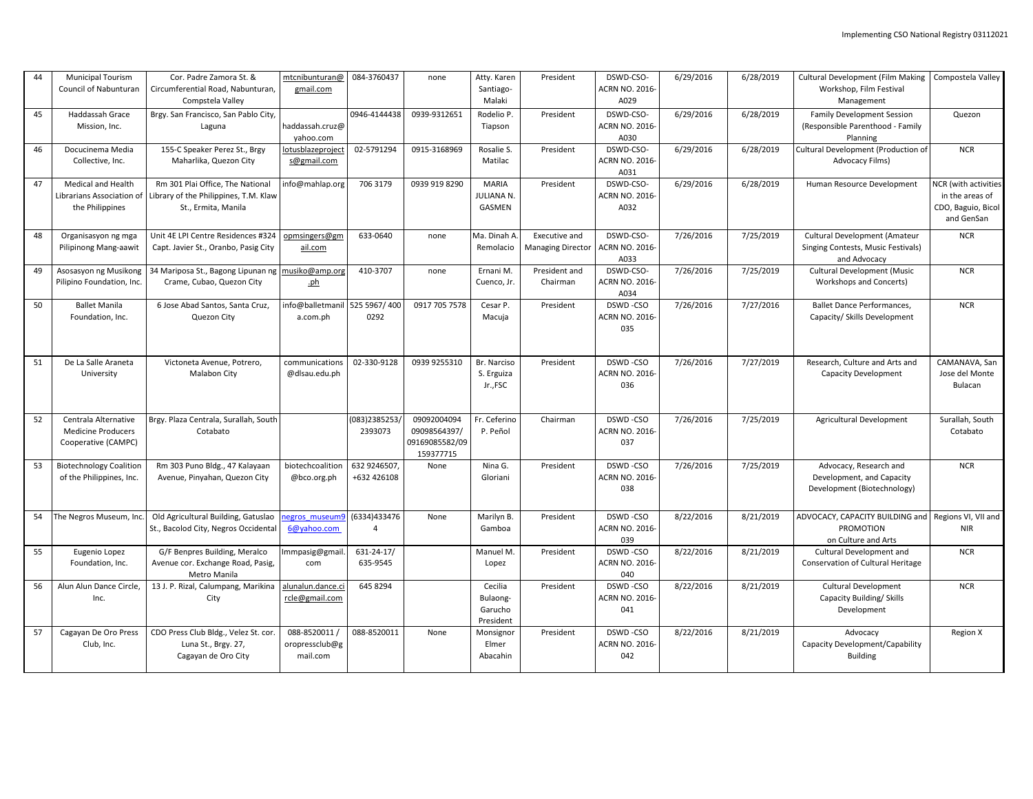| | | | | | | | | | | | | |
|---|---|---|---|---|---|---|---|---|---|---|---|---|
| 44 | Municipal Tourism Council of Nabunturan | Cor. Padre Zamora St. & Circumferential Road, Nabunturan, Compstela Valley | mtcnibunturan@gmail.com | 084-3760437 | none | Atty. Karen Santiago-Malaki | President | DSWD-CSO-ACRN NO. 2016-A029 | 6/29/2016 | 6/28/2019 | Cultural Development (Film Making Workshop, Film Festival Management | Compostela Valley |
| 45 | Haddassah Grace Mission, Inc. | Brgy. San Francisco, San Pablo City, Laguna | haddassah.cruz@yahoo.com | 0946-4144438 | 0939-9312651 | Rodelio P. Tiapson | President | DSWD-CSO-ACRN NO. 2016-A030 | 6/29/2016 | 6/28/2019 | Family Development Session (Responsible Parenthood - Family Planning | Quezon |
| 46 | Docucinema Media Collective, Inc. | 155-C Speaker Perez St., Brgy Maharlika, Quezon City | lotusblazeprojects@gmail.com | 02-5791294 | 0915-3168969 | Rosalie S. Matilac | President | DSWD-CSO-ACRN NO. 2016-A031 | 6/29/2016 | 6/28/2019 | Cultural Development (Production of Advocacy Films) | NCR |
| 47 | Medical and Health Librarians Association of the Philippines | Rm 301 Plai Office, The National Library of the Philippines, T.M. Klaw St., Ermita, Manila | info@mahlap.org | 706 3179 | 0939 919 8290 | MARIA JULIANA N. GASMEN | President | DSWD-CSO-ACRN NO. 2016-A032 | 6/29/2016 | 6/28/2019 | Human Resource Development | NCR (with activities in the areas of CDO, Baguio, Bicol and GenSan |
| 48 | Organisasyon ng mga Pilipinong Mang-aawit | Unit 4E LPI Centre Residences #324 Capt. Javier St., Oranbo, Pasig City | opmsingers@gmail.com | 633-0640 | none | Ma. Dinah A. Remolacio | Executive and Managing Director | DSWD-CSO-ACRN NO. 2016-A033 | 7/26/2016 | 7/25/2019 | Cultural Development (Amateur Singing Contests, Music Festivals) and Advocacy | NCR |
| 49 | Asosasyon ng Musikong Pilipino Foundation, Inc. | 34 Mariposa St., Bagong Lipunan ng Crame, Cubao, Quezon City | musiko@amp.org.ph | 410-3707 | none | Ernani M. Cuenco, Jr. | President and Chairman | DSWD-CSO-ACRN NO. 2016-A034 | 7/26/2016 | 7/25/2019 | Cultural Development (Music Workshops and Concerts) | NCR |
| 50 | Ballet Manila Foundation, Inc. | 6 Jose Abad Santos, Santa Cruz, Quezon City | info@balletmanila.com.ph | 525 5967/ 400 0292 | 0917 705 7578 | Cesar P. Macuja | President | DSWD -CSO ACRN NO. 2016-035 | 7/26/2016 | 7/27/2016 | Ballet Dance Performances, Capacity/ Skills Development | NCR |
| 51 | De La Salle Araneta University | Victoneta Avenue, Potrero, Malabon City | communications@dlsau.edu.ph | 02-330-9128 | 0939 9255310 | Br. Narciso S. Erguiza Jr.,FSC | President | DSWD -CSO ACRN NO. 2016-036 | 7/26/2016 | 7/27/2019 | Research, Culture and Arts and Capacity Development | CAMANAVA, San Jose del Monte Bulacan |
| 52 | Centrala Alternative Medicine Producers Cooperative (CAMPC) | Brgy. Plaza Centrala, Surallah, South Cotabato | | (083)2385253/ 2393073 | 09092004094 09098564397/ 09169085582/09159377715 | Fr. Ceferino P. Peñol | Chairman | DSWD -CSO ACRN NO. 2016-037 | 7/26/2016 | 7/25/2019 | Agricultural Development | Surallah, South Cotabato |
| 53 | Biotechnology Coalition of the Philippines, Inc. | Rm 303 Puno Bldg., 47 Kalayaan Avenue, Pinyahan, Quezon City | biotechcoalition@bco.org.ph | 632 9246507, +632 426108 | None | Nina G. Gloriani | President | DSWD -CSO ACRN NO. 2016-038 | 7/26/2016 | 7/25/2019 | Advocacy, Research and Development, and Capacity Development (Biotechnology) | NCR |
| 54 | The Negros Museum, Inc. | Old Agricultural Building, Gatuslao St., Bacolod City, Negros Occidental | negros_museum96@yahoo.com | (6334)4334764 | None | Marilyn B. Gamboa | President | DSWD -CSO ACRN NO. 2016-039 | 8/22/2016 | 8/21/2019 | ADVOCACY, CAPACITY BUILDING and PROMOTION on Culture and Arts | Regions VI, VII and NIR |
| 55 | Eugenio Lopez Foundation, Inc. | G/F Benpres Building, Meralco Avenue cor. Exchange Road, Pasig, Metro Manila | lmmpasig@gmail.com | 631-24-17/ 635-9545 | | Manuel M. Lopez | President | DSWD -CSO ACRN NO. 2016-040 | 8/22/2016 | 8/21/2019 | Cultural Development and Conservation of Cultural Heritage | NCR |
| 56 | Alun Alun Dance Circle, Inc. | 13 J. P. Rizal, Calumpang, Marikina City | alunalun.dance.circle@gmail.com | 645 8294 | | Cecilia Bulaong-Garucho President | President | DSWD -CSO ACRN NO. 2016-041 | 8/22/2016 | 8/21/2019 | Cultural Development Capacity Building/ Skills Development | NCR |
| 57 | Cagayan De Oro Press Club, Inc. | CDO Press Club Bldg., Velez St. cor. Luna St., Brgy. 27, Cagayan de Oro City | 088-8520011 / oropressclub@gmail.com | 088-8520011 | None | Monsignor Elmer Abacahin | President | DSWD -CSO ACRN NO. 2016-042 | 8/22/2016 | 8/21/2019 | Advocacy Capacity Development/Capability Building | Region X |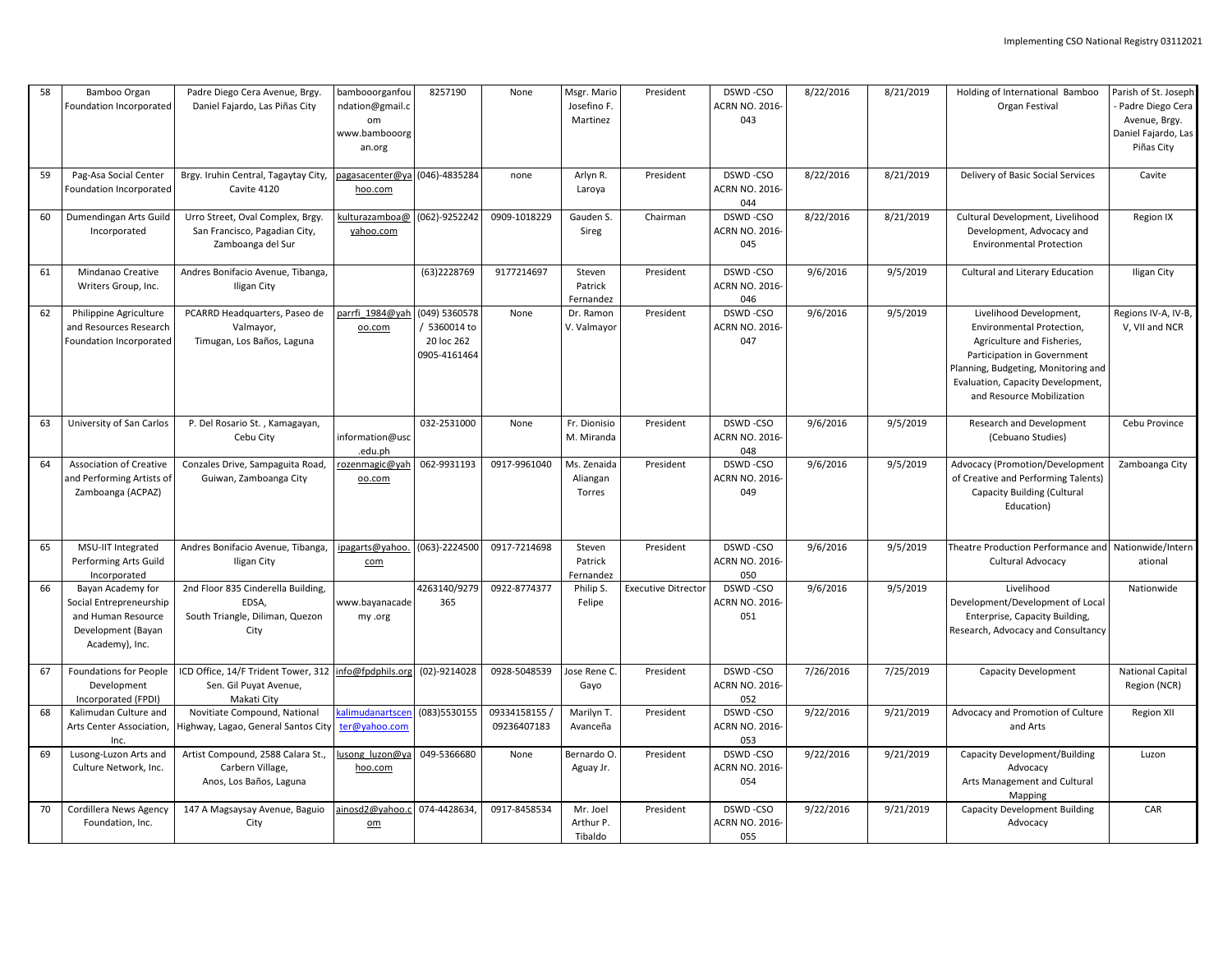| | | | | | | | | | | | | |
|---|---|---|---|---|---|---|---|---|---|---|---|---|
| 58 | Bamboo Organ Foundation Incorporated | Padre Diego Cera Avenue, Brgy. Daniel Fajardo, Las Piñas City | bambooorganfoundation@gmail.com www.bambooorgan.org | 8257190 | None | Msgr. Mario Josefino F. Martinez | President | DSWD -CSO ACRN NO. 2016-043 | 8/22/2016 | 8/21/2019 | Holding of International Bamboo Organ Festival | Parish of St. Joseph - Padre Diego Cera Avenue, Brgy. Daniel Fajardo, Las Piñas City |
| 59 | Pag-Asa Social Center Foundation Incorporated | Brgy. Iruhin Central, Tagaytay City, Cavite 4120 | pagasacenter@yahoo.com | (046)-4835284 | none | Arlyn R. Laroya | President | DSWD -CSO ACRN NO. 2016-044 | 8/22/2016 | 8/21/2019 | Delivery of Basic Social Services | Cavite |
| 60 | Dumendingan Arts Guild Incorporated | Urro Street, Oval Complex, Brgy. San Francisco, Pagadian City, Zamboanga del Sur | kulturazamboa@yahoo.com | (062)-9252242 | 0909-1018229 | Gauden S. Sireg | Chairman | DSWD -CSO ACRN NO. 2016-045 | 8/22/2016 | 8/21/2019 | Cultural Development, Livelihood Development, Advocacy and Environmental Protection | Region IX |
| 61 | Mindanao Creative Writers Group, Inc. | Andres Bonifacio Avenue, Tibanga, Iligan City | | (63)2228769 | 9177214697 | Steven Patrick Fernandez | President | DSWD -CSO ACRN NO. 2016-046 | 9/6/2016 | 9/5/2019 | Cultural and Literary Education | Iligan City |
| 62 | Philippine Agriculture and Resources Research Foundation Incorporated | PCARRD Headquarters, Paseo de Valmayor, Timugan, Los Baños, Laguna | parrfi_1984@yahoo.com | (049) 5360578 / 5360014 to 20 loc 262 0905-4161464 | None | Dr. Ramon V. Valmayor | President | DSWD -CSO ACRN NO. 2016-047 | 9/6/2016 | 9/5/2019 | Livelihood Development, Environmental Protection, Agriculture and Fisheries, Participation in Government Planning, Budgeting, Monitoring and Evaluation, Capacity Development, and Resource Mobilization | Regions IV-A, IV-B, V, VII and NCR |
| 63 | University of San Carlos | P. Del Rosario St. , Kamagayan, Cebu City | information@usc.edu.ph | 032-2531000 | None | Fr. Dionisio M. Miranda | President | DSWD -CSO ACRN NO. 2016-048 | 9/6/2016 | 9/5/2019 | Research and Development (Cebuano Studies) | Cebu Province |
| 64 | Association of Creative and Performing Artists of Zamboanga (ACPAZ) | Conzales Drive, Sampaguita Road, Guiwan, Zamboanga City | rozenmagic@yahoo.com | 062-9931193 | 0917-9961040 | Ms. Zenaida Aliangan Torres | President | DSWD -CSO ACRN NO. 2016-049 | 9/6/2016 | 9/5/2019 | Advocacy (Promotion/Development of Creative and Performing Talents) Capacity Building (Cultural Education) | Zamboanga City |
| 65 | MSU-IIT Integrated Performing Arts Guild Incorporated | Andres Bonifacio Avenue, Tibanga, Iligan City | ipagarts@yahoo.com | (063)-2224500 | 0917-7214698 | Steven Patrick Fernandez | President | DSWD -CSO ACRN NO. 2016-050 | 9/6/2016 | 9/5/2019 | Theatre Production Performance and Cultural Advocacy | Nationwide/International |
| 66 | Bayan Academy for Social Entrepreneurship and Human Resource Development (Bayan Academy), Inc. | 2nd Floor 835 Cinderella Building, EDSA, South Triangle, Diliman, Quezon City | www.bayanacademy .org | 4263140/9279365 | 0922-8774377 | Philip S. Felipe | Executive Ditrector | DSWD -CSO ACRN NO. 2016-051 | 9/6/2016 | 9/5/2019 | Livelihood Development/Development of Local Enterprise, Capacity Building, Research, Advocacy and Consultancy | Nationwide |
| 67 | Foundations for People Development Incorporated (FPDI) | ICD Office, 14/F Trident Tower, 312 Sen. Gil Puyat Avenue, Makati City | info@fpdphils.org | (02)-9214028 | 0928-5048539 | Jose Rene C. Gayo | President | DSWD -CSO ACRN NO. 2016-052 | 7/26/2016 | 7/25/2019 | Capacity Development | National Capital Region (NCR) |
| 68 | Kalimudan Culture and Arts Center Association, Inc. | Novitiate Compound, National Highway, Lagao, General Santos City | kalimudanartscenter@yahoo.com | (083)5530155 | 09334158155 / 09236407183 | Marilyn T. Avanceña | President | DSWD -CSO ACRN NO. 2016-053 | 9/22/2016 | 9/21/2019 | Advocacy and Promotion of Culture and Arts | Region XII |
| 69 | Lusong-Luzon Arts and Culture Network, Inc. | Artist Compound, 2588 Calara St., Carbern Village, Anos, Los Baños, Laguna | lusong_luzon@yahoo.com | 049-5366680 | None | Bernardo O. Aguay Jr. | President | DSWD -CSO ACRN NO. 2016-054 | 9/22/2016 | 9/21/2019 | Capacity Development/Building Advocacy Arts Management and Cultural Mapping | Luzon |
| 70 | Cordillera News Agency Foundation, Inc. | 147 A Magsaysay Avenue, Baguio City | ainosd2@yahoo.com | 074-4428634, | 0917-8458534 | Mr. Joel Arthur P. Tibaldo | President | DSWD -CSO ACRN NO. 2016-055 | 9/22/2016 | 9/21/2019 | Capacity Development Building Advocacy | CAR |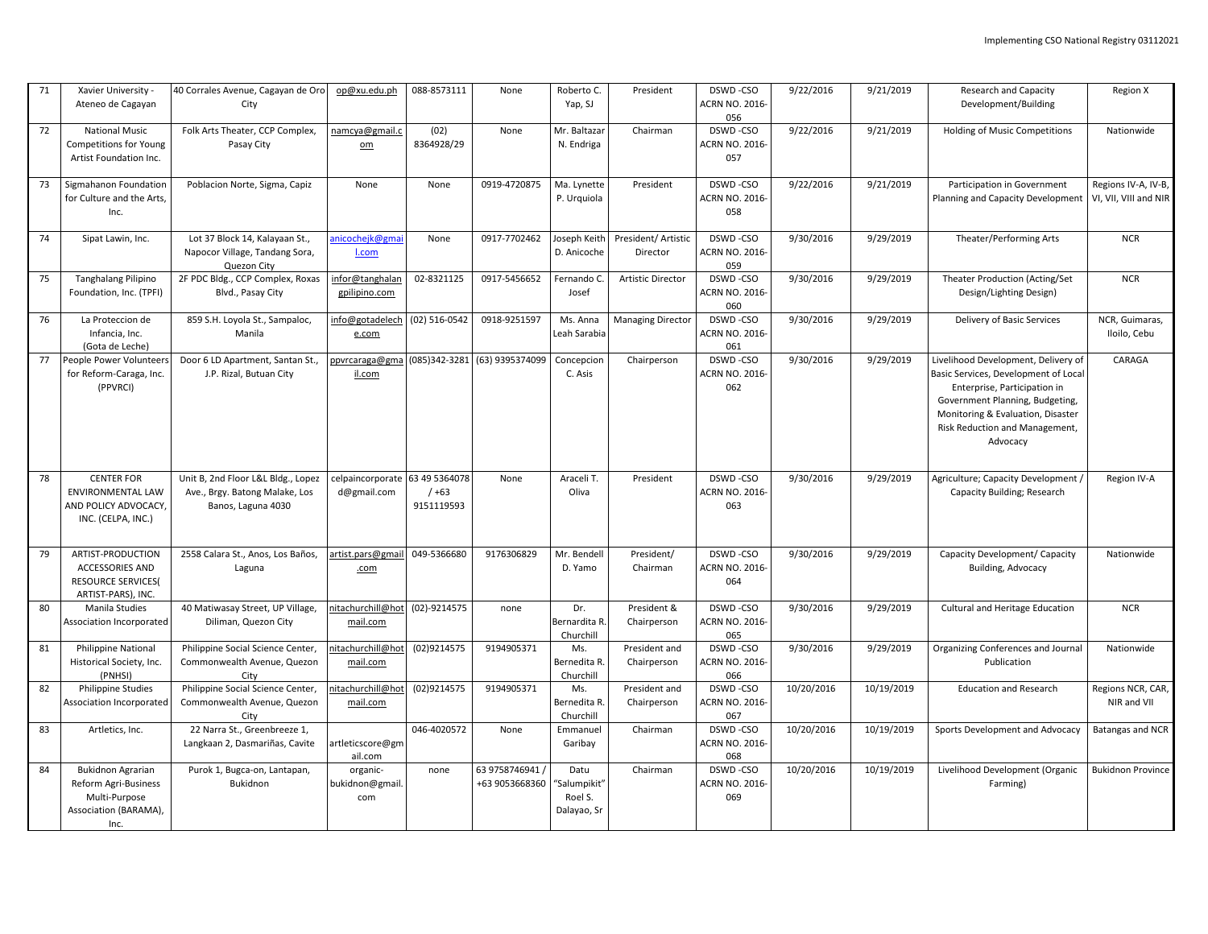| | | | | | | | | | | | | |
|---|---|---|---|---|---|---|---|---|---|---|---|---|
| 71 | Xavier University - Ateneo de Cagayan | 40 Corrales Avenue, Cagayan de Oro City | op@xu.edu.ph | 088-8573111 | None | Roberto C. Yap, SJ | President | DSWD -CSO ACRN NO. 2016-056 | 9/22/2016 | 9/21/2019 | Research and Capacity Development/Building | Region X |
| 72 | National Music Competitions for Young Artist Foundation Inc. | Folk Arts Theater, CCP Complex, Pasay City | namcya@gmail.com | (02) 8364928/29 | None | Mr. Baltazar N. Endriga | Chairman | DSWD -CSO ACRN NO. 2016-057 | 9/22/2016 | 9/21/2019 | Holding of Music Competitions | Nationwide |
| 73 | Sigmahanon Foundation for Culture and the Arts, Inc. | Poblacion Norte, Sigma, Capiz | None | None | 0919-4720875 | Ma. Lynette P. Urquiola | President | DSWD -CSO ACRN NO. 2016-058 | 9/22/2016 | 9/21/2019 | Participation in Government Planning and Capacity Development | Regions IV-A, IV-B, VI, VII, VIII and NIR |
| 74 | Sipat Lawin, Inc. | Lot 37 Block 14, Kalayaan St., Napocor Village, Tandang Sora, Quezon City | anicochejk@gmail.com | None | 0917-7702462 | Joseph Keith D. Anicoche | President/ Artistic Director | DSWD -CSO ACRN NO. 2016-059 | 9/30/2016 | 9/29/2019 | Theater/Performing Arts | NCR |
| 75 | Tanghalang Pilipino Foundation, Inc. (TPFI) | 2F PDC Bldg., CCP Complex, Roxas Blvd., Pasay City | infor@tanghalangpilipino.com | 02-8321125 | 0917-5456652 | Fernando C. Josef | Artistic Director | DSWD -CSO ACRN NO. 2016-060 | 9/30/2016 | 9/29/2019 | Theater Production (Acting/Set Design/Lighting Design) | NCR |
| 76 | La Proteccion de Infancia, Inc. (Gota de Leche) | 859 S.H. Loyola St., Sampaloc, Manila | info@gotadelleche.com | (02) 516-0542 | 0918-9251597 | Ms. Anna Leah Sarabia | Managing Director | DSWD -CSO ACRN NO. 2016-061 | 9/30/2016 | 9/29/2019 | Delivery of Basic Services | NCR, Guimaras, Iloilo, Cebu |
| 77 | People Power Volunteers for Reform-Caraga, Inc. (PPVRCI) | Door 6 LD Apartment, Santan St., J.P. Rizal, Butuan City | ppvrcaraga@gmail.com | (085)342-3281 | (63) 9395374099 | Concepcion C. Asis | Chairperson | DSWD -CSO ACRN NO. 2016-062 | 9/30/2016 | 9/29/2019 | Livelihood Development, Delivery of Basic Services, Development of Local Enterprise, Participation in Government Planning, Budgeting, Monitoring & Evaluation, Disaster Risk Reduction and Management, Advocacy | CARAGA |
| 78 | CENTER FOR ENVIRONMENTAL LAW AND POLICY ADVOCACY, INC. (CELPA, INC.) | Unit B, 2nd Floor L&L Bldg., Lopez Ave., Brgy. Batong Malake, Los Banos, Laguna 4030 | celpaincorporated@gmail.com | 63 49 5364078 / +63 9151119593 | None | Araceli T. Oliva | President | DSWD -CSO ACRN NO. 2016-063 | 9/30/2016 | 9/29/2019 | Agriculture; Capacity Development / Capacity Building; Research | Region IV-A |
| 79 | ARTIST-PRODUCTION ACCESSORIES AND RESOURCE SERVICES( ARTIST-PARS), INC. | 2558 Calara St., Anos, Los Baños, Laguna | artist.pars@gmail.com | 049-5366680 | 9176306829 | Mr. Bendell D. Yamo | President/ Chairman | DSWD -CSO ACRN NO. 2016-064 | 9/30/2016 | 9/29/2019 | Capacity Development/ Capacity Building, Advocacy | Nationwide |
| 80 | Manila Studies Association Incorporated | 40 Matiwasay Street, UP Village, Diliman, Quezon City | nitachurchill@hotmail.com | (02)-9214575 | none | Dr. Bernardita R. Churchill | President & Chairperson | DSWD -CSO ACRN NO. 2016-065 | 9/30/2016 | 9/29/2019 | Cultural and Heritage Education | NCR |
| 81 | Philippine National Historical Society, Inc. (PNHSI) | Philippine Social Science Center, Commonwealth Avenue, Quezon City | nitachurchill@hotmail.com | (02)9214575 | 9194905371 | Ms. Bernedita R. Churchill | President and Chairperson | DSWD -CSO ACRN NO. 2016-066 | 9/30/2016 | 9/29/2019 | Organizing Conferences and Journal Publication | Nationwide |
| 82 | Philippine Studies Association Incorporated | Philippine Social Science Center, Commonwealth Avenue, Quezon City | nitachurchill@hotmail.com | (02)9214575 | 9194905371 | Ms. Bernedita R. Churchill | President and Chairperson | DSWD -CSO ACRN NO. 2016-067 | 10/20/2016 | 10/19/2019 | Education and Research | Regions NCR, CAR, NIR and VII |
| 83 | Artletics, Inc. | 22 Narra St., Greenbreeze 1, Langkaan 2, Dasmariñas, Cavite | artleticscore@gmail.com | 046-4020572 | None | Emmanuel Garibay | Chairman | DSWD -CSO ACRN NO. 2016-068 | 10/20/2016 | 10/19/2019 | Sports Development and Advocacy | Batangas and NCR |
| 84 | Bukidnon Agrarian Reform Agri-Business Multi-Purpose Association (BARAMA), Inc. | Purok 1, Bugca-on, Lantapan, Bukidnon | organic-bukidnon@gmail.com | none | 63 9758746941 / +63 9053668360 | Datu "Salumpikit" Roel S. Dalayao, Sr | Chairman | DSWD -CSO ACRN NO. 2016-069 | 10/20/2016 | 10/19/2019 | Livelihood Development (Organic Farming) | Bukidnon Province |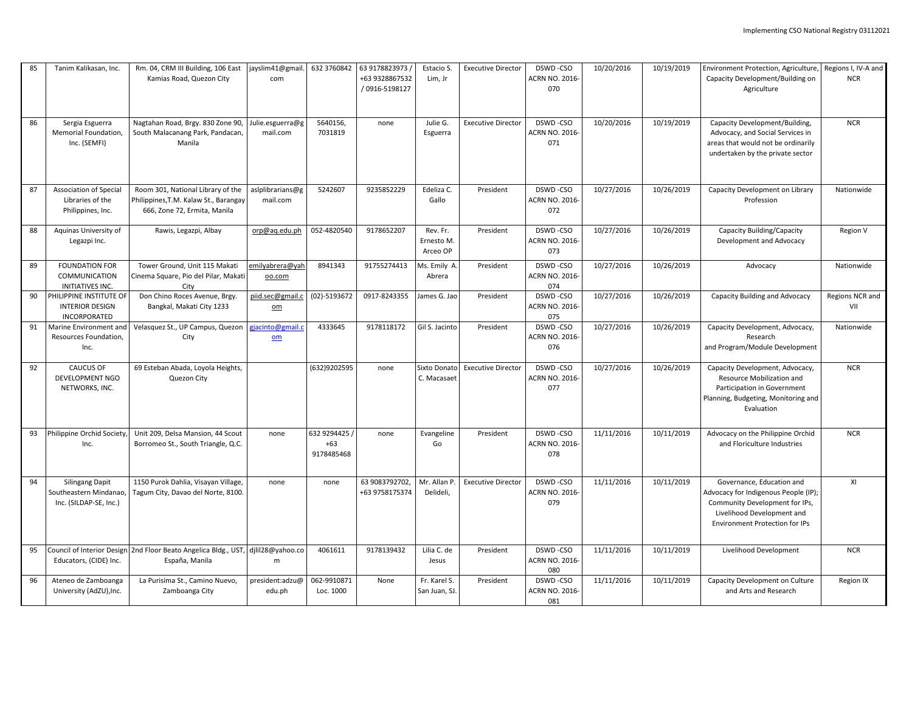| | | | | | | | | | | | | |
|---|---|---|---|---|---|---|---|---|---|---|---|---|
| 85 | Tanim Kalikasan, Inc. | Rm. 04, CRM III Building, 106 East Kamias Road, Quezon City | jayslim41@gmail.com | 632 3760842 | 63 9178823973 / +63 9328867532 / 0916-5198127 | Estacio S. Lim, Jr | Executive Director | DSWD -CSO ACRN NO. 2016-070 | 10/20/2016 | 10/19/2019 | Environment Protection, Agriculture, Capacity Development/Building on Agriculture | Regions I, IV-A and NCR |
| 86 | Sergia Esguerra Memorial Foundation, Inc. (SEMFI) | Nagtahan Road, Brgy. 830 Zone 90, South Malacanang Park, Pandacan, Manila | Julie.esguerra@gmail.com | 5640156, 7031819 | none | Julie G. Esguerra | Executive Director | DSWD -CSO ACRN NO. 2016-071 | 10/20/2016 | 10/19/2019 | Capacity Development/Building, Advocacy, and Social Services in areas that would not be ordinarily undertaken by the private sector | NCR |
| 87 | Association of Special Libraries of the Philippines, Inc. | Room 301, National Library of the Philippines,T.M. Kalaw St., Barangay 666, Zone 72, Ermita, Manila | aslplibrarians@gmail.com | 5242607 | 9235852229 | Edeliza C. Gallo | President | DSWD -CSO ACRN NO. 2016-072 | 10/27/2016 | 10/26/2019 | Capacity Development on Library Profession | Nationwide |
| 88 | Aquinas University of Legazpi Inc. | Rawis, Legazpi, Albay | orp@aq.edu.ph | 052-4820540 | 9178652207 | Rev. Fr. Ernesto M. Arceo OP | President | DSWD -CSO ACRN NO. 2016-073 | 10/27/2016 | 10/26/2019 | Capacity Building/Capacity Development and Advocacy | Region V |
| 89 | FOUNDATION FOR COMMUNICATION INITIATIVES INC. | Tower Ground, Unit 115 Makati Cinema Square, Pio del Pilar, Makati City | emilyabrera@yahoo.com | 8941343 | 91755274413 | Ms. Emily A. Abrera | President | DSWD -CSO ACRN NO. 2016-074 | 10/27/2016 | 10/26/2019 | Advocacy | Nationwide |
| 90 | PHILIPPINE INSTITUTE OF INTERIOR DESIGN INCORPORATED | Don Chino Roces Avenue, Brgy. Bangkal, Makati City 1233 | piid.sec@gmail.com | (02)-5193672 | 0917-8243355 | James G. Jao | President | DSWD -CSO ACRN NO. 2016-075 | 10/27/2016 | 10/26/2019 | Capacity Building and Advocacy | Regions NCR and VII |
| 91 | Marine Environment and Resources Foundation, Inc. | Velasquez St., UP Campus, Quezon City | gjacinto@gmail.com | 4333645 | 9178118172 | Gil S. Jacinto | President | DSWD -CSO ACRN NO. 2016-076 | 10/27/2016 | 10/26/2019 | Capacity Development, Advocacy, Research and Program/Module Development | Nationwide |
| 92 | CAUCUS OF DEVELOPMENT NGO NETWORKS, INC. | 69 Esteban Abada, Loyola Heights, Quezon City | | (632)9202595 | none | Sixto Donato C. Macasaet | Executive Director | DSWD -CSO ACRN NO. 2016-077 | 10/27/2016 | 10/26/2019 | Capacity Development, Advocacy, Resource Mobilization and Participation in Government Planning, Budgeting, Monitoring and Evaluation | NCR |
| 93 | Philippine Orchid Society, Inc. | Unit 209, Delsa Mansion, 44 Scout Borromeo St., South Triangle, Q.C. | none | 632 9294425 / +63 9178485468 | none | Evangeline Go | President | DSWD -CSO ACRN NO. 2016-078 | 11/11/2016 | 10/11/2019 | Advocacy on the Philippine Orchid and Floriculture Industries | NCR |
| 94 | Silingang Dapit Southeastern Mindanao, Inc. (SILDAP-SE, Inc.) | 1150 Purok Dahlia, Visayan Village, Tagum City, Davao del Norte, 8100. | none | none | 63 9083792702, +63 9758175374 | Mr. Allan P. Delideli, | Executive Director | DSWD -CSO ACRN NO. 2016-079 | 11/11/2016 | 10/11/2019 | Governance, Education and Advocacy for Indigenous People (IP); Community Development for IPs, Livelihood Development and Environment Protection for IPs | XI |
| 95 | Council of Interior Design Educators, (CIDE) Inc. | 2nd Floor Beato Angelica Bldg., UST, España, Manila | djlil28@yahoo.com | 4061611 | 9178139432 | Lilia C. de Jesus | President | DSWD -CSO ACRN NO. 2016-080 | 11/11/2016 | 10/11/2019 | Livelihood Development | NCR |
| 96 | Ateneo de Zamboanga University (AdZU),Inc. | La Purisima St., Camino Nuevo, Zamboanga City | president:adzu@edu.ph | 062-9910871 Loc. 1000 | None | Fr. Karel S. San Juan, SJ. | President | DSWD -CSO ACRN NO. 2016-081 | 11/11/2016 | 10/11/2019 | Capacity Development on Culture and Arts and Research | Region IX |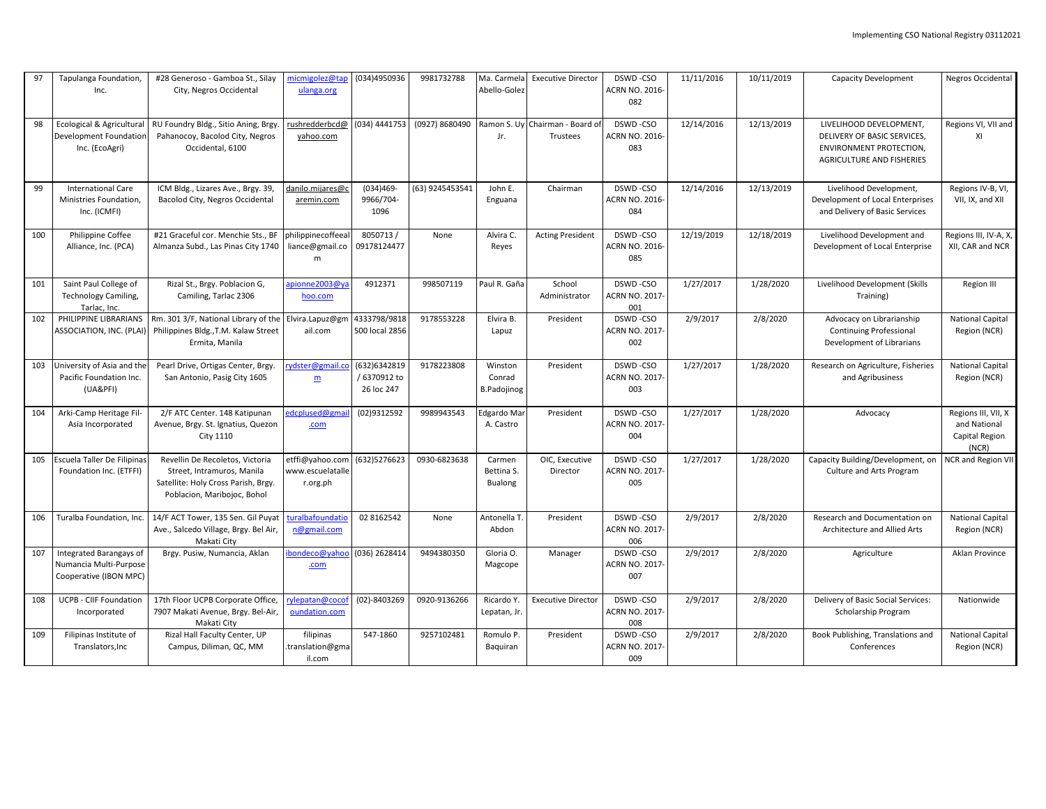| | | | | | | | | | | | | |
|---|---|---|---|---|---|---|---|---|---|---|---|---|
| 97 | Tapulanga Foundation, Inc. | #28 Generoso - Gamboa St., Silay City, Negros Occidental | micmigolez@tapulanga.org | (034)4950936 | 9981732788 | Ma. Carmela Abello-Golez | Executive Director | DSWD -CSO ACRN NO. 2016-082 | 11/11/2016 | 10/11/2019 | Capacity Development | Negros Occidental |
| 98 | Ecological & Agricultural Development Foundation Inc. (EcoAgri) | RU Foundry Bldg., Sitio Aning, Brgy. Pahanocoy, Bacolod City, Negros Occidental, 6100 | rushredderbcd@yahoo.com | (034) 4441753 | (0927) 8680490 | Ramon S. Uy Jr. | Chairman - Board of Trustees | DSWD -CSO ACRN NO. 2016-083 | 12/14/2016 | 12/13/2019 | LIVELIHOOD DEVELOPMENT, DELIVERY OF BASIC SERVICES, ENVIRONMENT PROTECTION, AGRICULTURE AND FISHERIES | Regions VI, VII and XI |
| 99 | International Care Ministries Foundation, Inc. (ICMFI) | ICM Bldg., Lizares Ave., Brgy. 39, Bacolod City, Negros Occidental | danilo.mijares@caremin.com | (034)469-9966/704-1096 | (63) 9245453541 | John E. Enguana | Chairman | DSWD -CSO ACRN NO. 2016-084 | 12/14/2016 | 12/13/2019 | Livelihood Development, Development of Local Enterprises and Delivery of Basic Services | Regions IV-B, VI, VII, IX, and XII |
| 100 | Philippine Coffee Alliance, Inc. (PCA) | #21 Graceful cor. Menchie Sts., BF Almanza Subd., Las Pinas City 1740 | philippinecoffeealliance@gmail.com | 8050713 / 09178124477 | None | Alvira C. Reyes | Acting President | DSWD -CSO ACRN NO. 2016-085 | 12/19/2019 | 12/18/2019 | Livelihood Development and Development of Local Enterprise | Regions III, IV-A, X, XII, CAR and NCR |
| 101 | Saint Paul College of Technology Camiling, Tarlac, Inc. | Rizal St., Brgy. Poblacion G, Camiling, Tarlac 2306 | apionne2003@yahoo.com | 4912371 | 998507119 | Paul R. Gaña | School Administrator | DSWD -CSO ACRN NO. 2017-001 | 1/27/2017 | 1/28/2020 | Livelihood Development (Skills Training) | Region III |
| 102 | PHILIPPINE LIBRARIANS ASSOCIATION, INC. (PLAI) | Rm. 301 3/F, National Library of the Philippines Bldg.,T.M. Kalaw Street Ermita, Manila | Elvira.Lapuz@gmail.com | 4333798/9818500 local 2856 | 9178553228 | Elvira B. Lapuz | President | DSWD -CSO ACRN NO. 2017-002 | 2/9/2017 | 2/8/2020 | Advocacy on Librarianship Continuing Professional Development of Librarians | National Capital Region (NCR) |
| 103 | University of Asia and the Pacific Foundation Inc. (UA&PFI) | Pearl Drive, Ortigas Center, Brgy. San Antonio, Pasig City 1605 | rydster@gmail.com | (632)6342819 / 6370912 to 26 loc 247 | 9178223808 | Winston Conrad B.Padojinog | President | DSWD -CSO ACRN NO. 2017-003 | 1/27/2017 | 1/28/2020 | Research on Agriculture, Fisheries and Agribusiness | National Capital Region (NCR) |
| 104 | Arki-Camp Heritage Fil-Asia Incorporated | 2/F ATC Center. 148 Katipunan Avenue, Brgy. St. Ignatius, Quezon City 1110 | edcplused@gmail.com | (02)9312592 | 9989943543 | Edgardo Mar A. Castro | President | DSWD -CSO ACRN NO. 2017-004 | 1/27/2017 | 1/28/2020 | Advocacy | Regions III, VII, X and National Capital Region (NCR) |
| 105 | Escuela Taller De Filipinas Foundation Inc. (ETFFI) | Revellin De Recoletos, Victoria Street, Intramuros, Manila Satellite: Holy Cross Parish, Brgy. Poblacion, Maribojoc, Bohol | etffi@yahoo.com www.escuelataller.org.ph | (632)5276623 | 0930-6823638 | Carmen Bettina S. Bualong | OIC, Executive Director | DSWD -CSO ACRN NO. 2017-005 | 1/27/2017 | 1/28/2020 | Capacity Building/Development, on Culture and Arts Program | NCR and Region VII |
| 106 | Turalba Foundation, Inc. | 14/F ACT Tower, 135 Sen. Gil Puyat Ave., Salcedo Village, Brgy. Bel Air, Makati City | turalbafoundation@gmail.com | 02 8162542 | None | Antonella T. Abdon | President | DSWD -CSO ACRN NO. 2017-006 | 2/9/2017 | 2/8/2020 | Research and Documentation on Architecture and Allied Arts | National Capital Region (NCR) |
| 107 | Integrated Barangays of Numancia Multi-Purpose Cooperative (IBON MPC) | Brgy. Pusiw, Numancia, Aklan | ibondeco@yahoo.com | (036) 2628414 | 9494380350 | Gloria O. Magcope | Manager | DSWD -CSO ACRN NO. 2017-007 | 2/9/2017 | 2/8/2020 | Agriculture | Aklan Province |
| 108 | UCPB - CIIF Foundation Incorporated | 17th Floor UCPB Corporate Office, 7907 Makati Avenue, Brgy. Bel-Air, Makati City | rylepatan@cocofoundation.com | (02)-8403269 | 0920-9136266 | Ricardo Y. Lepatan, Jr. | Executive Director | DSWD -CSO ACRN NO. 2017-008 | 2/9/2017 | 2/8/2020 | Delivery of Basic Social Services: Scholarship Program | Nationwide |
| 109 | Filipinas Institute of Translators,Inc | Rizal Hall Faculty Center, UP Campus, Diliman, QC, MM | filipinas .translation@gmail.com | 547-1860 | 9257102481 | Romulo P. Baquiran | President | DSWD -CSO ACRN NO. 2017-009 | 2/9/2017 | 2/8/2020 | Book Publishing, Translations and Conferences | National Capital Region (NCR) |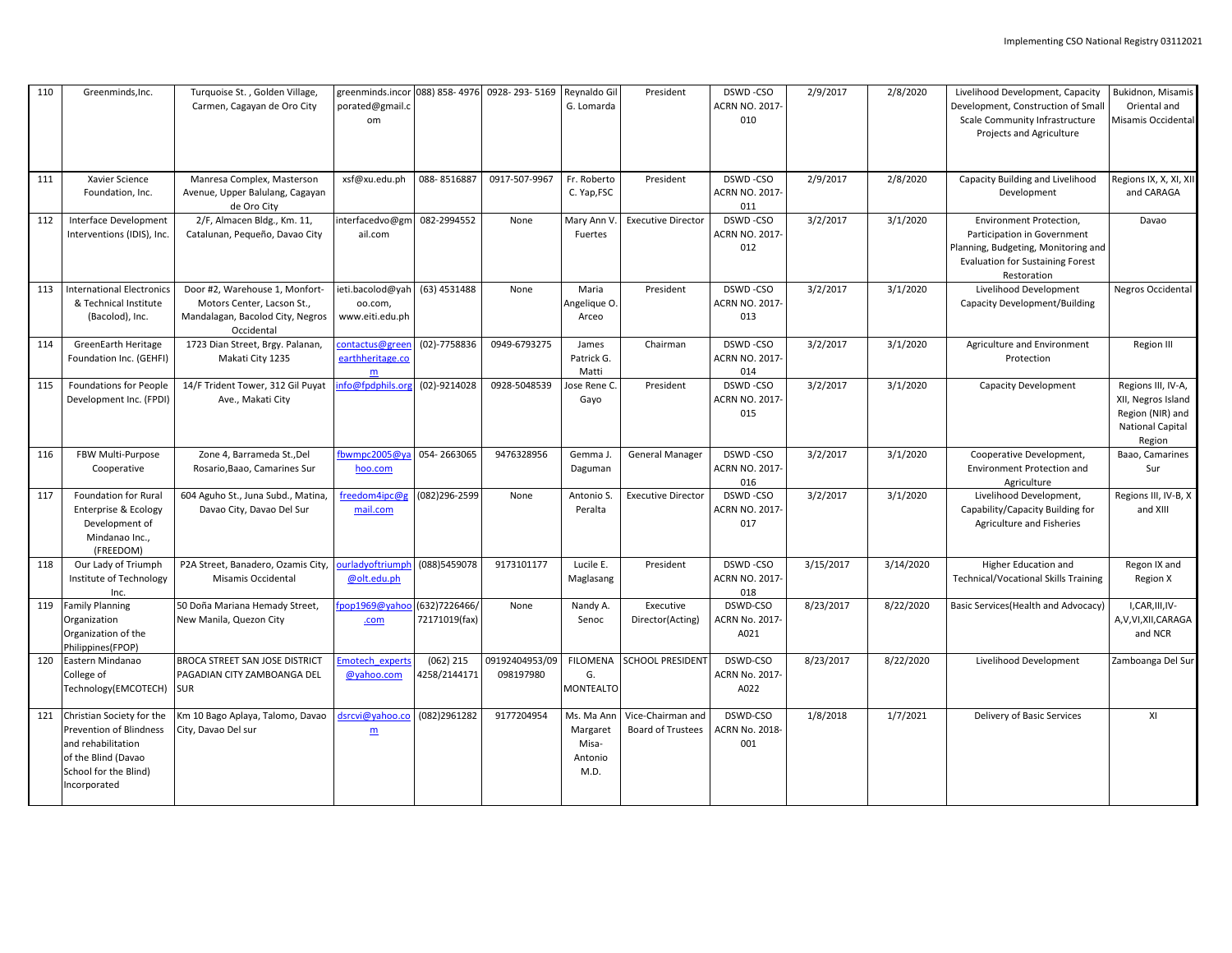| | | | | | | | | | | | | |
|---|---|---|---|---|---|---|---|---|---|---|---|---|
| 110 | Greenminds,Inc. | Turquoise St. , Golden Village, Carmen, Cagayan de Oro City | greenminds.incorporated@gmail.com | 088) 858- 4976 | 0928- 293- 5169 | Reynaldo Gil G. Lomarda | President | DSWD -CSO ACRN NO. 2017-010 | 2/9/2017 | 2/8/2020 | Livelihood Development, Capacity Development, Construction of Small Scale Community Infrastructure Projects and Agriculture | Bukidnon, Misamis Oriental and Misamis Occidental |
| 111 | Xavier Science Foundation, Inc. | Manresa Complex, Masterson Avenue, Upper Balulang, Cagayan de Oro City | xsf@xu.edu.ph | 088- 8516887 | 0917-507-9967 | Fr. Roberto C. Yap,FSC | President | DSWD -CSO ACRN NO. 2017-011 | 2/9/2017 | 2/8/2020 | Capacity Building and Livelihood Development | Regions IX, X, XI, XII and CARAGA |
| 112 | Interface Development Interventions (IDIS), Inc. | 2/F, Almacen Bldg., Km. 11, Catalunan, Pequeño, Davao City | interfacedvo@gmail.com | 082-2994552 | None | Mary Ann V. Fuertes | Executive Director | DSWD -CSO ACRN NO. 2017-012 | 3/2/2017 | 3/1/2020 | Environment Protection, Participation in Government Planning, Budgeting, Monitoring and Evaluation for Sustaining Forest Restoration | Davao |
| 113 | International Electronics & Technical Institute (Bacolod), Inc. | Door #2, Warehouse 1, Monfort-Motors Center, Lacson St., Mandalagan, Bacolod City, Negros Occidental | ieti.bacolod@yahoo.com, www.eiti.edu.ph | (63) 4531488 | None | Maria Angelique O. Arceo | President | DSWD -CSO ACRN NO. 2017-013 | 3/2/2017 | 3/1/2020 | Livelihood Development Capacity Development/Building | Negros Occidental |
| 114 | GreenEarth Heritage Foundation Inc. (GEHFI) | 1723 Dian Street, Brgy. Palanan, Makati City 1235 | contactus@greenearthheritage.com | (02)-7758836 | 0949-6793275 | James Patrick G. Matti | Chairman | DSWD -CSO ACRN NO. 2017-014 | 3/2/2017 | 3/1/2020 | Agriculture and Environment Protection | Region III |
| 115 | Foundations for People Development Inc. (FPDI) | 14/F Trident Tower, 312 Gil Puyat Ave., Makati City | info@fpdphils.org | (02)-9214028 | 0928-5048539 | Jose Rene C. Gayo | President | DSWD -CSO ACRN NO. 2017-015 | 3/2/2017 | 3/1/2020 | Capacity Development | Regions III, IV-A, XII, Negros Island Region (NIR) and National Capital Region |
| 116 | FBW Multi-Purpose Cooperative | Zone 4, Barrameda St.,Del Rosario,Baao, Camarines Sur | fbwmpc2005@yahoo.com | 054- 2663065 | 9476328956 | Gemma J. Daguman | General Manager | DSWD -CSO ACRN NO. 2017-016 | 3/2/2017 | 3/1/2020 | Cooperative Development, Environment Protection and Agriculture | Baao, Camarines Sur |
| 117 | Foundation for Rural Enterprise & Ecology Development of Mindanao Inc., (FREEDOM) | 604 Aguho St., Juna Subd., Matina, Davao City, Davao Del Sur | freedom4ipc@gmail.com | (082)296-2599 | None | Antonio S. Peralta | Executive Director | DSWD -CSO ACRN NO. 2017-017 | 3/2/2017 | 3/1/2020 | Livelihood Development, Capability/Capacity Building for Agriculture and Fisheries | Regions III, IV-B, X and XIII |
| 118 | Our Lady of Triumph Institute of Technology Inc. | P2A Street, Banadero, Ozamis City, Misamis Occidental | ourladyoftriumph@olt.edu.ph | (088)5459078 | 9173101177 | Lucile E. Maglasang | President | DSWD -CSO ACRN NO. 2017-018 | 3/15/2017 | 3/14/2020 | Higher Education and Technical/Vocational Skills Training | Regon IX and Region X |
| 119 | Family Planning Organization Organization of the Philippines(FPOP) | 50 Doña Mariana Hemady Street, New Manila, Quezon City | fpop1969@yahoo.com | (632)7226466/72171019(fax) | None | Nandy A. Senoc | Executive Director(Acting) | DSWD-CSO ACRN No. 2017-A021 | 8/23/2017 | 8/22/2020 | Basic Services(Health and Advocacy) | I,CAR,III,IV-A,V,VI,XII,CARAGA and NCR |
| 120 | Eastern Mindanao College of Technology(EMCOTECH) | BROCA STREET SAN JOSE DISTRICT PAGADIAN CITY ZAMBOANGA DEL SUR | Emotech_experts@yahoo.com | (062) 215 4258/2144171 | 09192404953/09 098197980 | FILOMENA G. MONTEALTO | SCHOOL PRESIDENT | DSWD-CSO ACRN No. 2017-A022 | 8/23/2017 | 8/22/2020 | Livelihood Development | Zamboanga Del Sur |
| 121 | Christian Society for the Prevention of Blindness and rehabilitation of the Blind (Davao School for the Blind) Incorporated | Km 10 Bago Aplaya, Talomo, Davao City, Davao Del sur | dsrcvi@yahoo.com | (082)2961282 | 9177204954 | Ms. Ma Ann Margaret Misa-Antonio M.D. | Vice-Chairman and Board of Trustees | DSWD-CSO ACRN No. 2018-001 | 1/8/2018 | 1/7/2021 | Delivery of Basic Services | XI |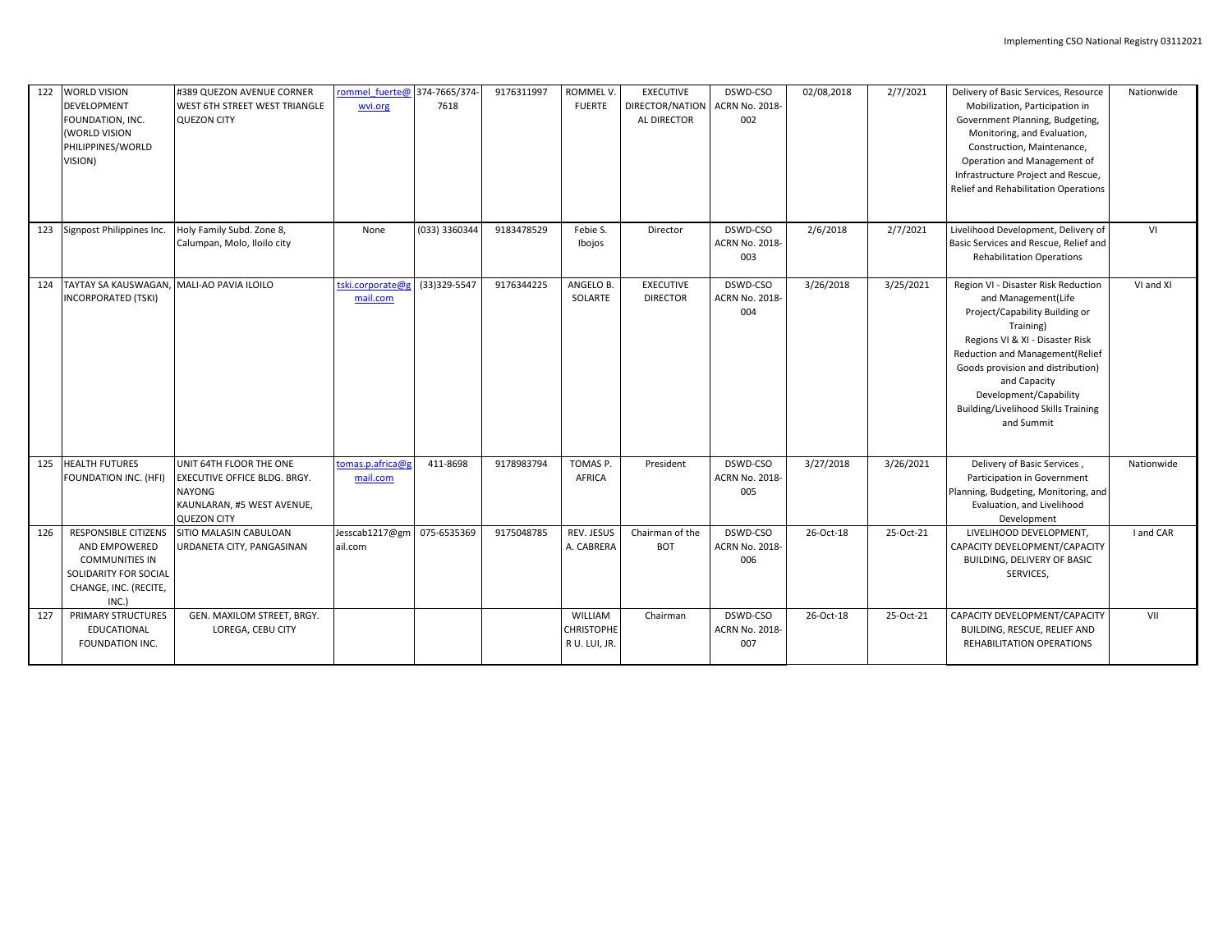| | | | | | | | | | | | | |
|---|---|---|---|---|---|---|---|---|---|---|---|---|
| 122 | WORLD VISION DEVELOPMENT FOUNDATION, INC. (WORLD VISION PHILIPPINES/WORLD VISION) | #389 QUEZON AVENUE CORNER WEST 6TH STREET WEST TRIANGLE QUEZON CITY | rommel_fuerte@wvi.org | 374-7665/374-7618 | 9176311997 | ROMMEL V. FUERTE | EXECUTIVE DIRECTOR/NATIONAL DIRECTOR | DSWD-CSO ACRN No. 2018-002 | 02/08,2018 | 2/7/2021 | Delivery of Basic Services, Resource Mobilization, Participation in Government Planning, Budgeting, Monitoring, and Evaluation, Construction, Maintenance, Operation and Management of Infrastructure Project and Rescue, Relief and Rehabilitation Operations | Nationwide |
| 123 | Signpost Philippines Inc. | Holy Family Subd. Zone 8, Calumpan, Molo, Iloilo city | None | (033) 3360344 | 9183478529 | Febie S. Ibojos | Director | DSWD-CSO ACRN No. 2018-003 | 2/6/2018 | 2/7/2021 | Livelihood Development, Delivery of Basic Services and Rescue, Relief and Rehabilitation Operations | VI |
| 124 | TAYTAY SA KAUSWAGAN, INCORPORATED (TSKI) | MALI-AO PAVIA ILOILO | tski.corporate@gmail.com | (33)329-5547 | 9176344225 | ANGELO B. SOLARTE | EXECUTIVE DIRECTOR | DSWD-CSO ACRN No. 2018-004 | 3/26/2018 | 3/25/2021 | Region VI - Disaster Risk Reduction and Management(Life Project/Capability Building or Training) Regions VI & XI - Disaster Risk Reduction and Management(Relief Goods provision and distribution) and Capacity Development/Capability Building/Livelihood Skills Training and Summit | VI and XI |
| 125 | HEALTH FUTURES FOUNDATION INC. (HFI) | UNIT 64TH FLOOR THE ONE EXECUTIVE OFFICE BLDG. BRGY. NAYONG KAUNLARAN, #5 WEST AVENUE, QUEZON CITY | tomas.p.africa@gmail.com | 411-8698 | 9178983794 | TOMAS P. AFRICA | President | DSWD-CSO ACRN No. 2018-005 | 3/27/2018 | 3/26/2021 | Delivery of Basic Services , Participation in Government Planning, Budgeting, Monitoring, and Evaluation, and Livelihood Development | Nationwide |
| 126 | RESPONSIBLE CITIZENS AND EMPOWERED COMMUNITIES IN SOLIDARITY FOR SOCIAL CHANGE, INC. (RECITE, INC.) | SITIO MALASIN CABULOAN URDANETA CITY, PANGASINAN | Jesscab1217@gmail.com | 075-6535369 | 9175048785 | REV. JESUS A. CABRERA | Chairman of the BOT | DSWD-CSO ACRN No. 2018-006 | 26-Oct-18 | 25-Oct-21 | LIVELIHOOD DEVELOPMENT, CAPACITY DEVELOPMENT/CAPACITY BUILDING, DELIVERY OF BASIC SERVICES, | I and CAR |
| 127 | PRIMARY STRUCTURES EDUCATIONAL FOUNDATION INC. | GEN. MAXILOM STREET, BRGY. LOREGA, CEBU CITY | | | | WILLIAM CHRISTOPHER U. LUI, JR. | Chairman | DSWD-CSO ACRN No. 2018-007 | 26-Oct-18 | 25-Oct-21 | CAPACITY DEVELOPMENT/CAPACITY BUILDING, RESCUE, RELIEF AND REHABILITATION OPERATIONS | VII |